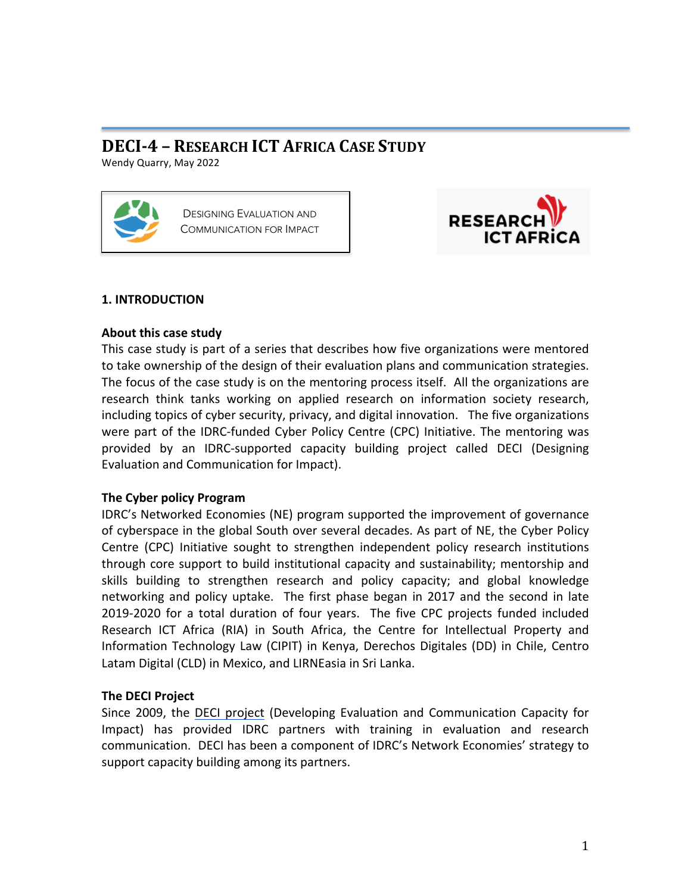# DECI-4 – Research ICT Africa Case Study

Wendy Quarry, May 2022

Designing Evaluation and Communication for Impact

RESEARCH ICT AFRICA

## 1. INTRODUCTION

### About this case study

This case study is part of a series that describes how five organizations were mentored to take ownership of the design of their evaluation plans and communication strategies. The focus of the case study is on the mentoring process itself. All the organizations are research think tanks working on applied research on information society research, including topics of cyber security, privacy, and digital innovation. The five organizations were part of the IDRC-funded Cyber Policy Centre (CPC) Initiative. The mentoring was provided by an IDRC-supported capacity building project called DECI (Designing Evaluation and Communication for Impact).

### The Cyber policy Program

IDRC's Networked Economies (NE) program supported the improvement of governance of cyberspace in the global South over several decades. As part of NE, the Cyber Policy Centre (CPC) Initiative sought to strengthen independent policy research institutions through core support to build institutional capacity and sustainability; mentorship and skills building to strengthen research and policy capacity; and global knowledge networking and policy uptake. The first phase began in 2017 and the second in late 2019-2020 for a total duration of four years. The five CPC projects funded included Research ICT Africa (RIA) in South Africa, the Centre for Intellectual Property and Information Technology Law (CIPIT) in Kenya, Derechos Digitales (DD) in Chile, Centro Latam Digital (CLD) in Mexico, and LIRNEasia in Sri Lanka.

### The DECI Project

Since 2009, the DECI project (Developing Evaluation and Communication Capacity for Impact) has provided IDRC partners with training in evaluation and research communication. DECI has been a component of IDRC's Network Economies' strategy to support capacity building among its partners.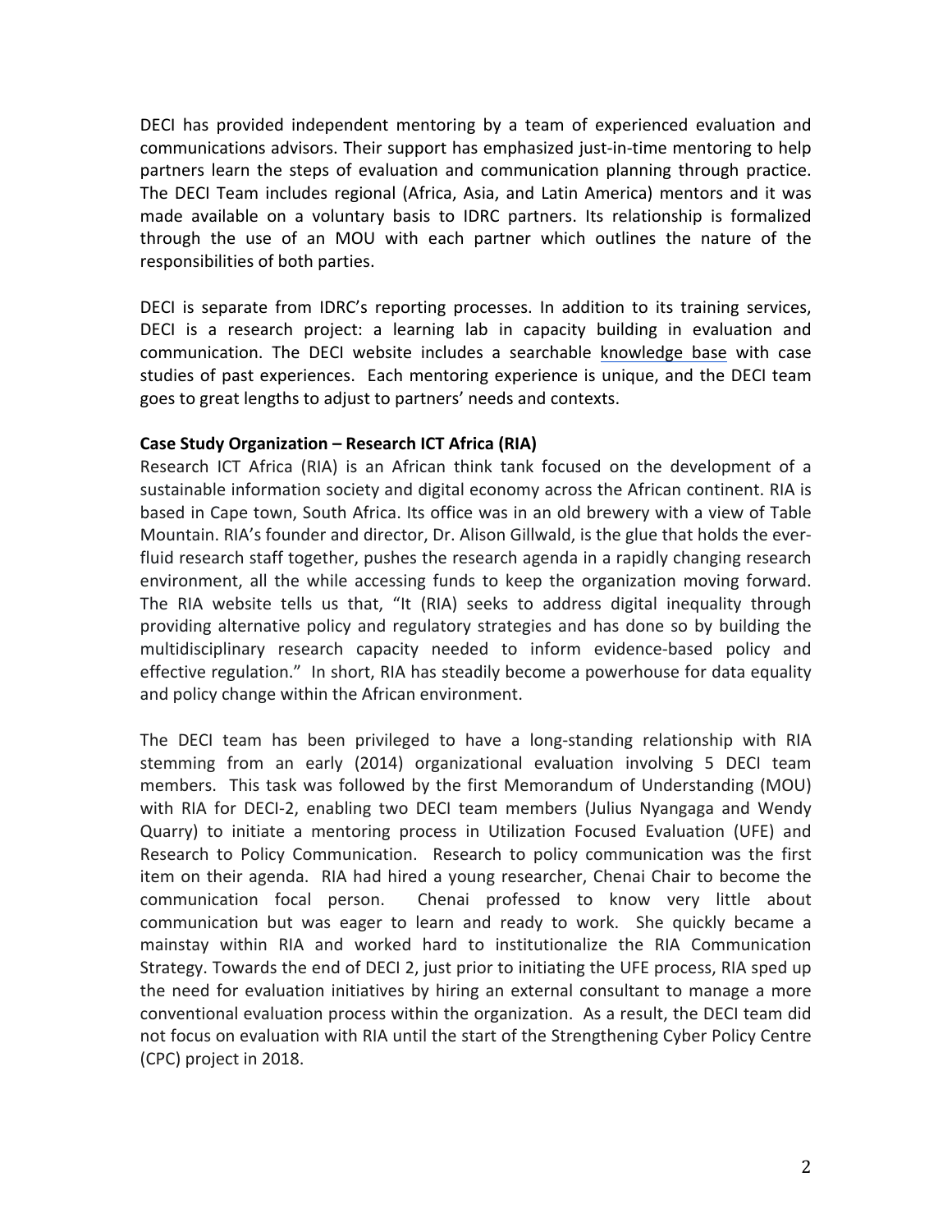DECI has provided independent mentoring by a team of experienced evaluation and communications advisors. Their support has emphasized just-in-time mentoring to help partners learn the steps of evaluation and communication planning through practice. The DECI Team includes regional (Africa, Asia, and Latin America) mentors and it was made available on a voluntary basis to IDRC partners. Its relationship is formalized through the use of an MOU with each partner which outlines the nature of the responsibilities of both parties.

DECI is separate from IDRC's reporting processes. In addition to its training services, DECI is a research project: a learning lab in capacity building in evaluation and communication. The DECI website includes a searchable knowledge base with case studies of past experiences. Each mentoring experience is unique, and the DECI team goes to great lengths to adjust to partners' needs and contexts.

**Case Study Organization – Research ICT Africa (RIA)**

Research ICT Africa (RIA) is an African think tank focused on the development of a sustainable information society and digital economy across the African continent. RIA is based in Cape town, South Africa. Its office was in an old brewery with a view of Table Mountain. RIA's founder and director, Dr. Alison Gillwald, is the glue that holds the ever-fluid research staff together, pushes the research agenda in a rapidly changing research environment, all the while accessing funds to keep the organization moving forward. The RIA website tells us that, "It (RIA) seeks to address digital inequality through providing alternative policy and regulatory strategies and has done so by building the multidisciplinary research capacity needed to inform evidence-based policy and effective regulation." In short, RIA has steadily become a powerhouse for data equality and policy change within the African environment.

The DECI team has been privileged to have a long-standing relationship with RIA stemming from an early (2014) organizational evaluation involving 5 DECI team members. This task was followed by the first Memorandum of Understanding (MOU) with RIA for DECI-2, enabling two DECI team members (Julius Nyangaga and Wendy Quarry) to initiate a mentoring process in Utilization Focused Evaluation (UFE) and Research to Policy Communication. Research to policy communication was the first item on their agenda. RIA had hired a young researcher, Chenai Chair to become the communication focal person. Chenai professed to know very little about communication but was eager to learn and ready to work. She quickly became a mainstay within RIA and worked hard to institutionalize the RIA Communication Strategy. Towards the end of DECI 2, just prior to initiating the UFE process, RIA sped up the need for evaluation initiatives by hiring an external consultant to manage a more conventional evaluation process within the organization. As a result, the DECI team did not focus on evaluation with RIA until the start of the Strengthening Cyber Policy Centre (CPC) project in 2018.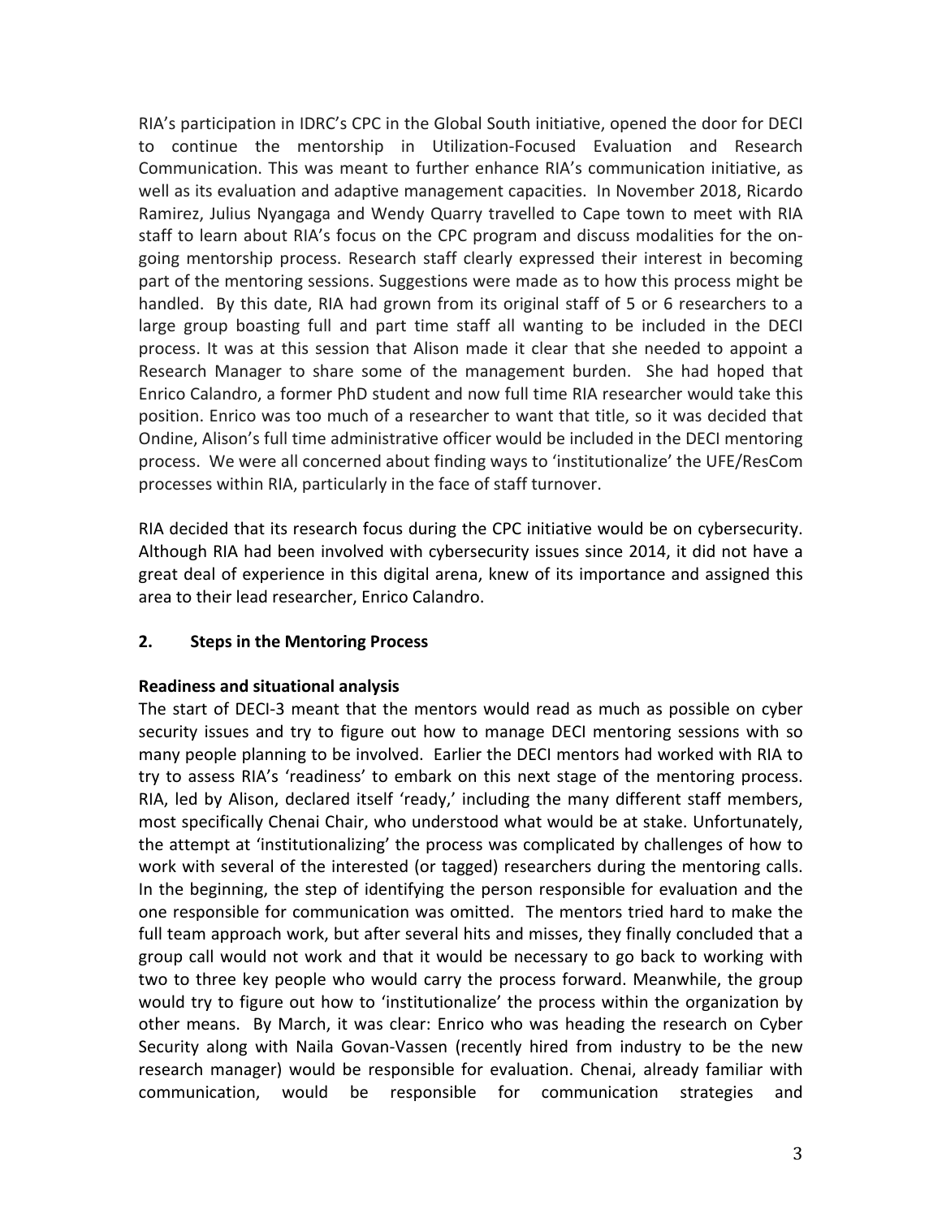RIA's participation in IDRC's CPC in the Global South initiative, opened the door for DECI to continue the mentorship in Utilization-Focused Evaluation and Research Communication. This was meant to further enhance RIA's communication initiative, as well as its evaluation and adaptive management capacities. In November 2018, Ricardo Ramirez, Julius Nyangaga and Wendy Quarry travelled to Cape town to meet with RIA staff to learn about RIA's focus on the CPC program and discuss modalities for the on-going mentorship process. Research staff clearly expressed their interest in becoming part of the mentoring sessions. Suggestions were made as to how this process might be handled. By this date, RIA had grown from its original staff of 5 or 6 researchers to a large group boasting full and part time staff all wanting to be included in the DECI process. It was at this session that Alison made it clear that she needed to appoint a Research Manager to share some of the management burden. She had hoped that Enrico Calandro, a former PhD student and now full time RIA researcher would take this position. Enrico was too much of a researcher to want that title, so it was decided that Ondine, Alison's full time administrative officer would be included in the DECI mentoring process. We were all concerned about finding ways to 'institutionalize' the UFE/ResCom processes within RIA, particularly in the face of staff turnover.

RIA decided that its research focus during the CPC initiative would be on cybersecurity. Although RIA had been involved with cybersecurity issues since 2014, it did not have a great deal of experience in this digital arena, knew of its importance and assigned this area to their lead researcher, Enrico Calandro.

## 2. Steps in the Mentoring Process

**Readiness and situational analysis**

The start of DECI-3 meant that the mentors would read as much as possible on cyber security issues and try to figure out how to manage DECI mentoring sessions with so many people planning to be involved. Earlier the DECI mentors had worked with RIA to try to assess RIA's 'readiness' to embark on this next stage of the mentoring process. RIA, led by Alison, declared itself 'ready,' including the many different staff members, most specifically Chenai Chair, who understood what would be at stake. Unfortunately, the attempt at 'institutionalizing' the process was complicated by challenges of how to work with several of the interested (or tagged) researchers during the mentoring calls. In the beginning, the step of identifying the person responsible for evaluation and the one responsible for communication was omitted. The mentors tried hard to make the full team approach work, but after several hits and misses, they finally concluded that a group call would not work and that it would be necessary to go back to working with two to three key people who would carry the process forward. Meanwhile, the group would try to figure out how to 'institutionalize' the process within the organization by other means. By March, it was clear: Enrico who was heading the research on Cyber Security along with Naila Govan-Vassen (recently hired from industry to be the new research manager) would be responsible for evaluation. Chenai, already familiar with communication, would be responsible for communication strategies and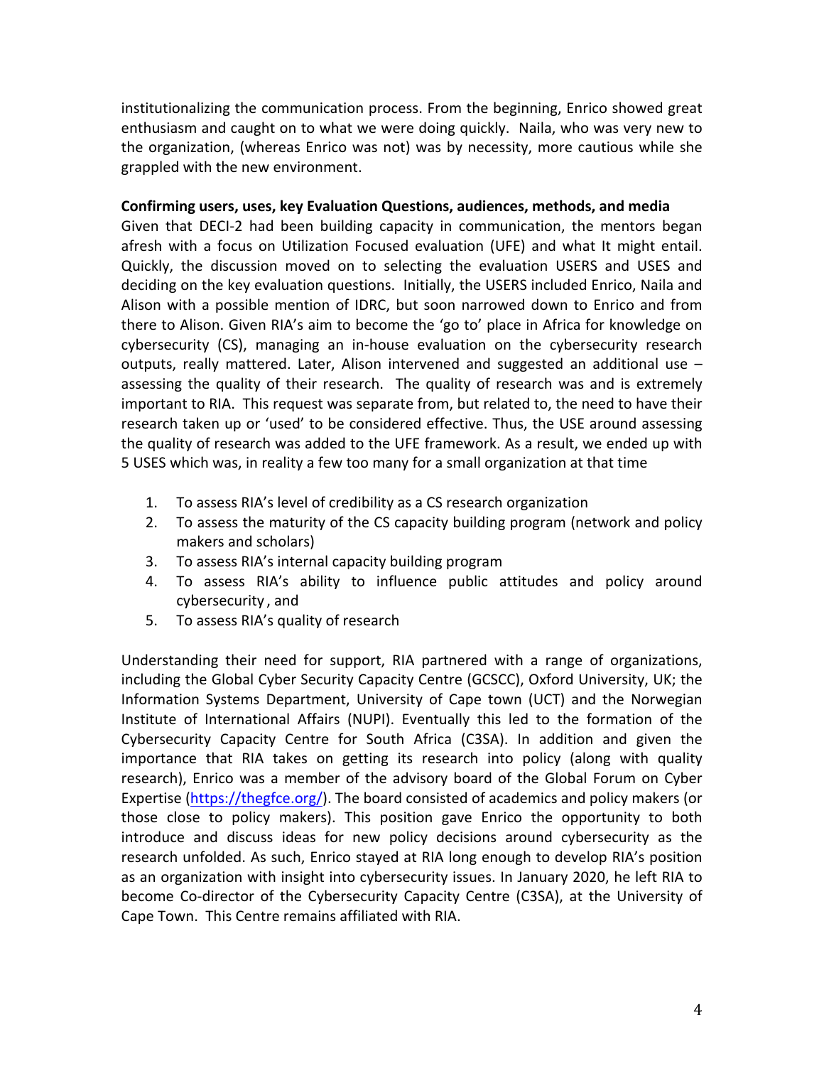institutionalizing the communication process. From the beginning, Enrico showed great enthusiasm and caught on to what we were doing quickly. Naila, who was very new to the organization, (whereas Enrico was not) was by necessity, more cautious while she grappled with the new environment.

**Confirming users, uses, key Evaluation Questions, audiences, methods, and media**

Given that DECI-2 had been building capacity in communication, the mentors began afresh with a focus on Utilization Focused evaluation (UFE) and what It might entail. Quickly, the discussion moved on to selecting the evaluation USERS and USES and deciding on the key evaluation questions. Initially, the USERS included Enrico, Naila and Alison with a possible mention of IDRC, but soon narrowed down to Enrico and from there to Alison. Given RIA's aim to become the 'go to' place in Africa for knowledge on cybersecurity (CS), managing an in-house evaluation on the cybersecurity research outputs, really mattered. Later, Alison intervened and suggested an additional use – assessing the quality of their research. The quality of research was and is extremely important to RIA. This request was separate from, but related to, the need to have their research taken up or 'used' to be considered effective. Thus, the USE around assessing the quality of research was added to the UFE framework. As a result, we ended up with 5 USES which was, in reality a few too many for a small organization at that time

1. To assess RIA's level of credibility as a CS research organization
2. To assess the maturity of the CS capacity building program (network and policy makers and scholars)
3. To assess RIA's internal capacity building program
4. To assess RIA's ability to influence public attitudes and policy around cybersecurity , and
5. To assess RIA's quality of research

Understanding their need for support, RIA partnered with a range of organizations, including the Global Cyber Security Capacity Centre (GCSCC), Oxford University, UK; the Information Systems Department, University of Cape town (UCT) and the Norwegian Institute of International Affairs (NUPI). Eventually this led to the formation of the Cybersecurity Capacity Centre for South Africa (C3SA). In addition and given the importance that RIA takes on getting its research into policy (along with quality research), Enrico was a member of the advisory board of the Global Forum on Cyber Expertise (https://thegfce.org/). The board consisted of academics and policy makers (or those close to policy makers). This position gave Enrico the opportunity to both introduce and discuss ideas for new policy decisions around cybersecurity as the research unfolded. As such, Enrico stayed at RIA long enough to develop RIA's position as an organization with insight into cybersecurity issues. In January 2020, he left RIA to become Co-director of the Cybersecurity Capacity Centre (C3SA), at the University of Cape Town. This Centre remains affiliated with RIA.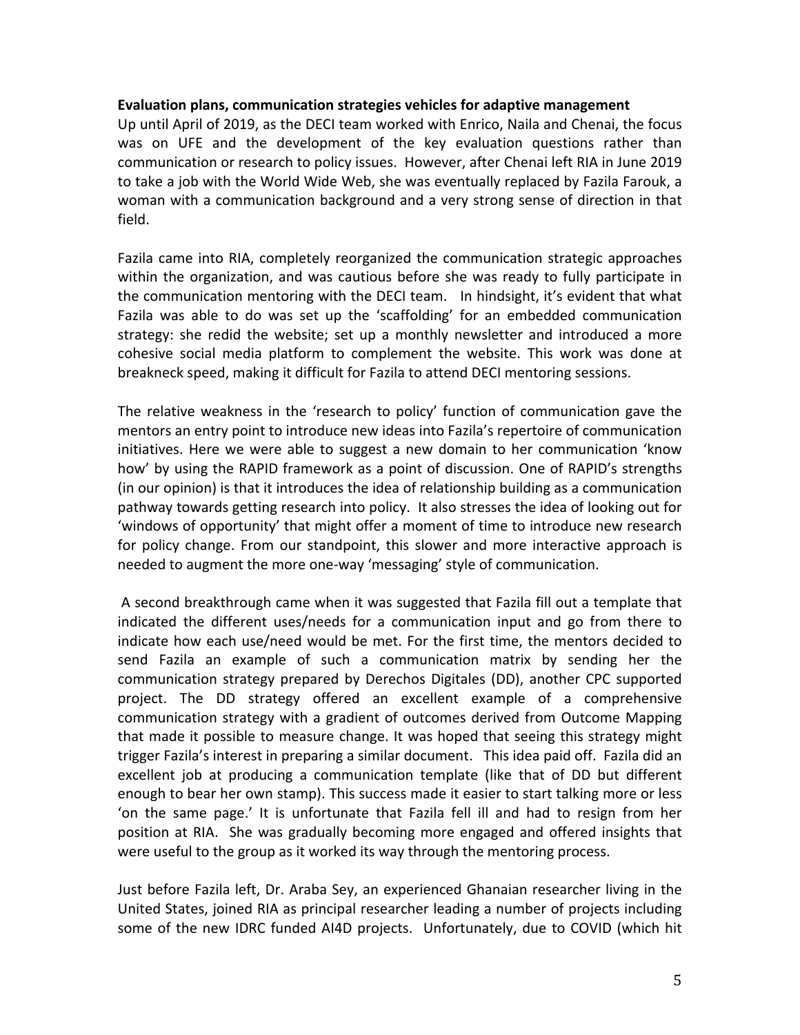**Evaluation plans, communication strategies vehicles for adaptive management**

Up until April of 2019, as the DECI team worked with Enrico, Naila and Chenai, the focus was on UFE and the development of the key evaluation questions rather than communication or research to policy issues. However, after Chenai left RIA in June 2019 to take a job with the World Wide Web, she was eventually replaced by Fazila Farouk, a woman with a communication background and a very strong sense of direction in that field.

Fazila came into RIA, completely reorganized the communication strategic approaches within the organization, and was cautious before she was ready to fully participate in the communication mentoring with the DECI team. In hindsight, it's evident that what Fazila was able to do was set up the 'scaffolding' for an embedded communication strategy: she redid the website; set up a monthly newsletter and introduced a more cohesive social media platform to complement the website. This work was done at breakneck speed, making it difficult for Fazila to attend DECI mentoring sessions.

The relative weakness in the 'research to policy' function of communication gave the mentors an entry point to introduce new ideas into Fazila's repertoire of communication initiatives. Here we were able to suggest a new domain to her communication 'know how' by using the RAPID framework as a point of discussion. One of RAPID's strengths (in our opinion) is that it introduces the idea of relationship building as a communication pathway towards getting research into policy. It also stresses the idea of looking out for 'windows of opportunity' that might offer a moment of time to introduce new research for policy change. From our standpoint, this slower and more interactive approach is needed to augment the more one-way 'messaging' style of communication.

A second breakthrough came when it was suggested that Fazila fill out a template that indicated the different uses/needs for a communication input and go from there to indicate how each use/need would be met. For the first time, the mentors decided to send Fazila an example of such a communication matrix by sending her the communication strategy prepared by Derechos Digitales (DD), another CPC supported project. The DD strategy offered an excellent example of a comprehensive communication strategy with a gradient of outcomes derived from Outcome Mapping that made it possible to measure change. It was hoped that seeing this strategy might trigger Fazila's interest in preparing a similar document. This idea paid off. Fazila did an excellent job at producing a communication template (like that of DD but different enough to bear her own stamp). This success made it easier to start talking more or less 'on the same page.' It is unfortunate that Fazila fell ill and had to resign from her position at RIA. She was gradually becoming more engaged and offered insights that were useful to the group as it worked its way through the mentoring process.

Just before Fazila left, Dr. Araba Sey, an experienced Ghanaian researcher living in the United States, joined RIA as principal researcher leading a number of projects including some of the new IDRC funded AI4D projects. Unfortunately, due to COVID (which hit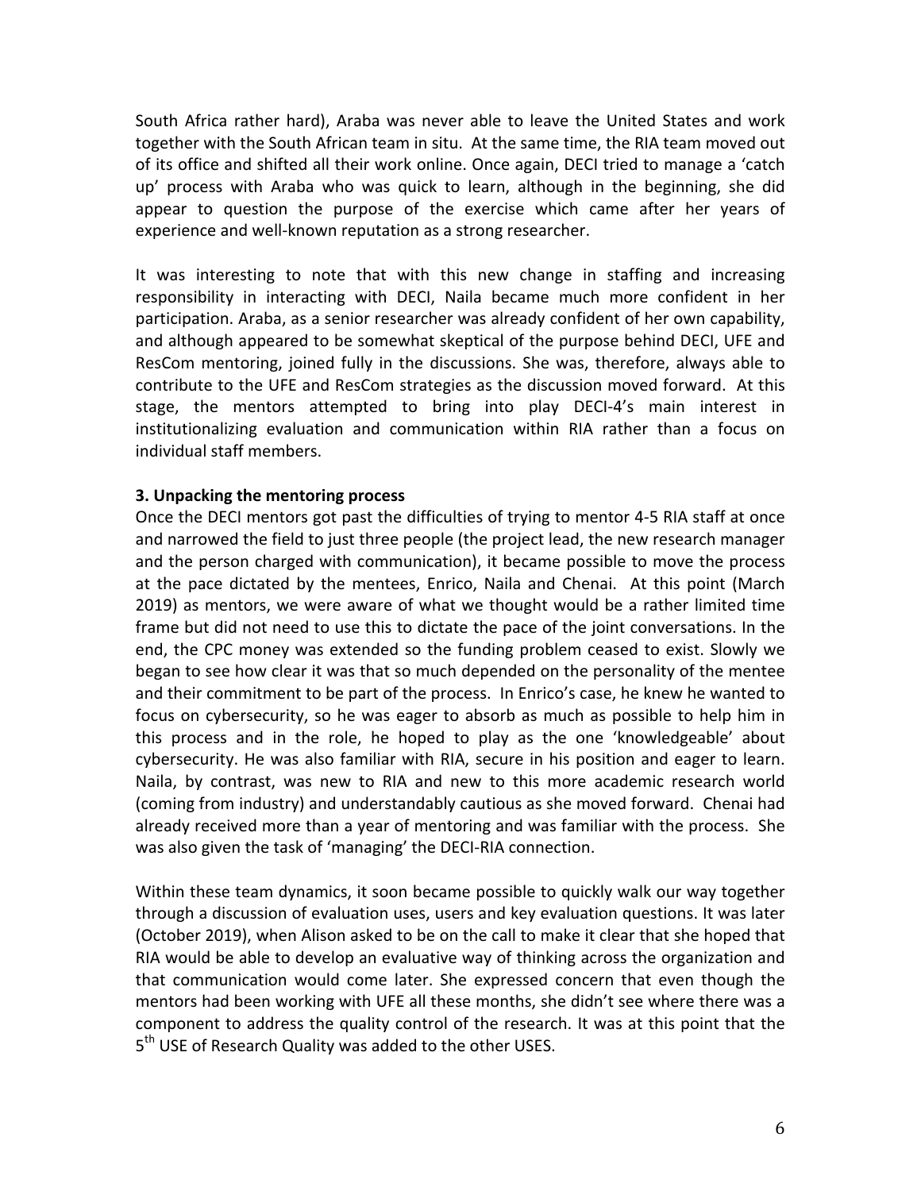South Africa rather hard), Araba was never able to leave the United States and work together with the South African team in situ. At the same time, the RIA team moved out of its office and shifted all their work online. Once again, DECI tried to manage a 'catch up' process with Araba who was quick to learn, although in the beginning, she did appear to question the purpose of the exercise which came after her years of experience and well-known reputation as a strong researcher.

It was interesting to note that with this new change in staffing and increasing responsibility in interacting with DECI, Naila became much more confident in her participation. Araba, as a senior researcher was already confident of her own capability, and although appeared to be somewhat skeptical of the purpose behind DECI, UFE and ResCom mentoring, joined fully in the discussions. She was, therefore, always able to contribute to the UFE and ResCom strategies as the discussion moved forward. At this stage, the mentors attempted to bring into play DECI-4's main interest in institutionalizing evaluation and communication within RIA rather than a focus on individual staff members.

**3. Unpacking the mentoring process**

Once the DECI mentors got past the difficulties of trying to mentor 4-5 RIA staff at once and narrowed the field to just three people (the project lead, the new research manager and the person charged with communication), it became possible to move the process at the pace dictated by the mentees, Enrico, Naila and Chenai. At this point (March 2019) as mentors, we were aware of what we thought would be a rather limited time frame but did not need to use this to dictate the pace of the joint conversations. In the end, the CPC money was extended so the funding problem ceased to exist. Slowly we began to see how clear it was that so much depended on the personality of the mentee and their commitment to be part of the process. In Enrico's case, he knew he wanted to focus on cybersecurity, so he was eager to absorb as much as possible to help him in this process and in the role, he hoped to play as the one 'knowledgeable' about cybersecurity. He was also familiar with RIA, secure in his position and eager to learn. Naila, by contrast, was new to RIA and new to this more academic research world (coming from industry) and understandably cautious as she moved forward. Chenai had already received more than a year of mentoring and was familiar with the process. She was also given the task of 'managing' the DECI-RIA connection.

Within these team dynamics, it soon became possible to quickly walk our way together through a discussion of evaluation uses, users and key evaluation questions. It was later (October 2019), when Alison asked to be on the call to make it clear that she hoped that RIA would be able to develop an evaluative way of thinking across the organization and that communication would come later. She expressed concern that even though the mentors had been working with UFE all these months, she didn't see where there was a component to address the quality control of the research. It was at this point that the 5th USE of Research Quality was added to the other USES.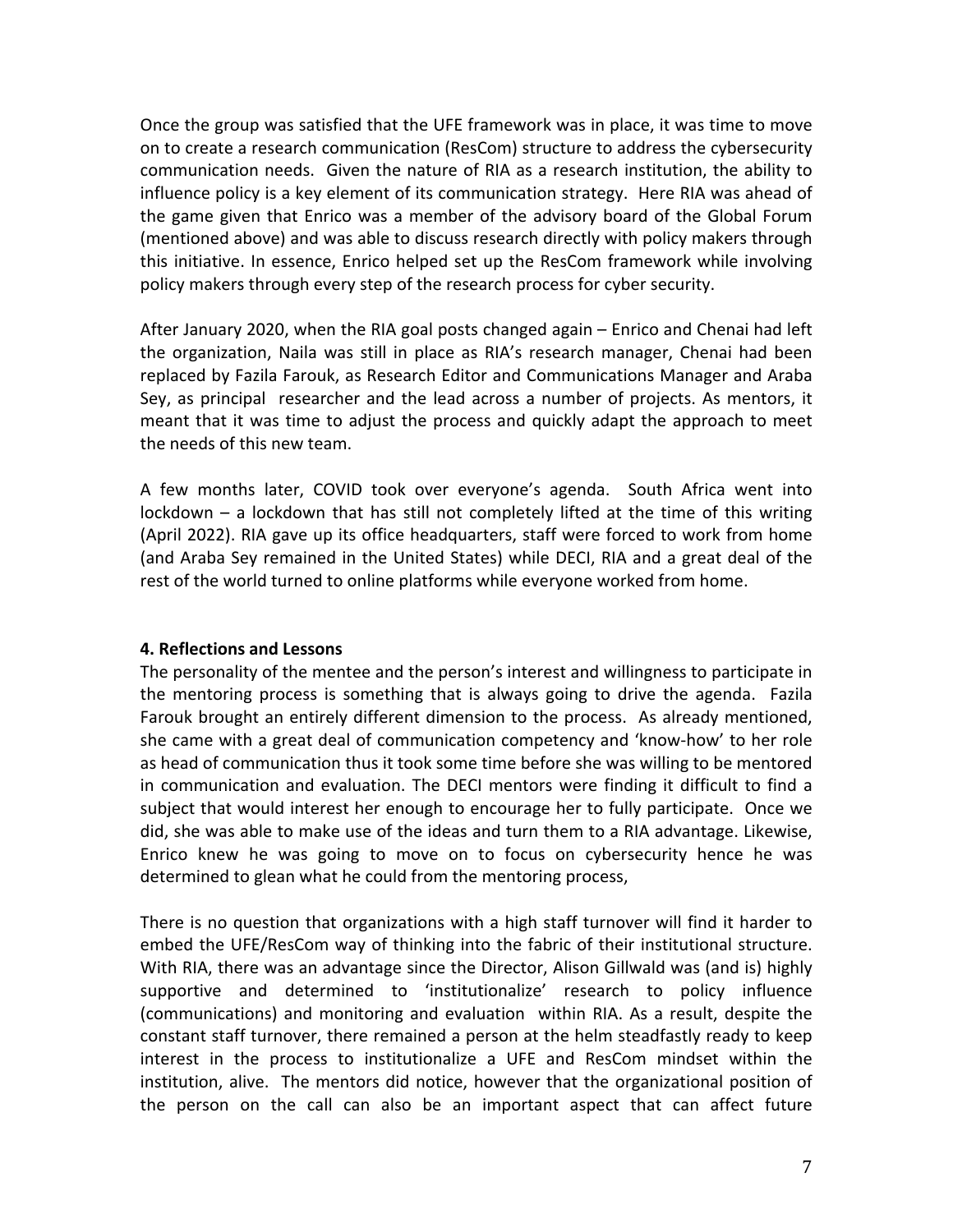Once the group was satisfied that the UFE framework was in place, it was time to move on to create a research communication (ResCom) structure to address the cybersecurity communication needs. Given the nature of RIA as a research institution, the ability to influence policy is a key element of its communication strategy. Here RIA was ahead of the game given that Enrico was a member of the advisory board of the Global Forum (mentioned above) and was able to discuss research directly with policy makers through this initiative. In essence, Enrico helped set up the ResCom framework while involving policy makers through every step of the research process for cyber security.

After January 2020, when the RIA goal posts changed again – Enrico and Chenai had left the organization, Naila was still in place as RIA's research manager, Chenai had been replaced by Fazila Farouk, as Research Editor and Communications Manager and Araba Sey, as principal researcher and the lead across a number of projects. As mentors, it meant that it was time to adjust the process and quickly adapt the approach to meet the needs of this new team.

A few months later, COVID took over everyone's agenda. South Africa went into lockdown – a lockdown that has still not completely lifted at the time of this writing (April 2022). RIA gave up its office headquarters, staff were forced to work from home (and Araba Sey remained in the United States) while DECI, RIA and a great deal of the rest of the world turned to online platforms while everyone worked from home.

## 4. Reflections and Lessons

The personality of the mentee and the person's interest and willingness to participate in the mentoring process is something that is always going to drive the agenda. Fazila Farouk brought an entirely different dimension to the process. As already mentioned, she came with a great deal of communication competency and 'know-how' to her role as head of communication thus it took some time before she was willing to be mentored in communication and evaluation. The DECI mentors were finding it difficult to find a subject that would interest her enough to encourage her to fully participate. Once we did, she was able to make use of the ideas and turn them to a RIA advantage. Likewise, Enrico knew he was going to move on to focus on cybersecurity hence he was determined to glean what he could from the mentoring process,

There is no question that organizations with a high staff turnover will find it harder to embed the UFE/ResCom way of thinking into the fabric of their institutional structure. With RIA, there was an advantage since the Director, Alison Gillwald was (and is) highly supportive and determined to 'institutionalize' research to policy influence (communications) and monitoring and evaluation within RIA. As a result, despite the constant staff turnover, there remained a person at the helm steadfastly ready to keep interest in the process to institutionalize a UFE and ResCom mindset within the institution, alive. The mentors did notice, however that the organizational position of the person on the call can also be an important aspect that can affect future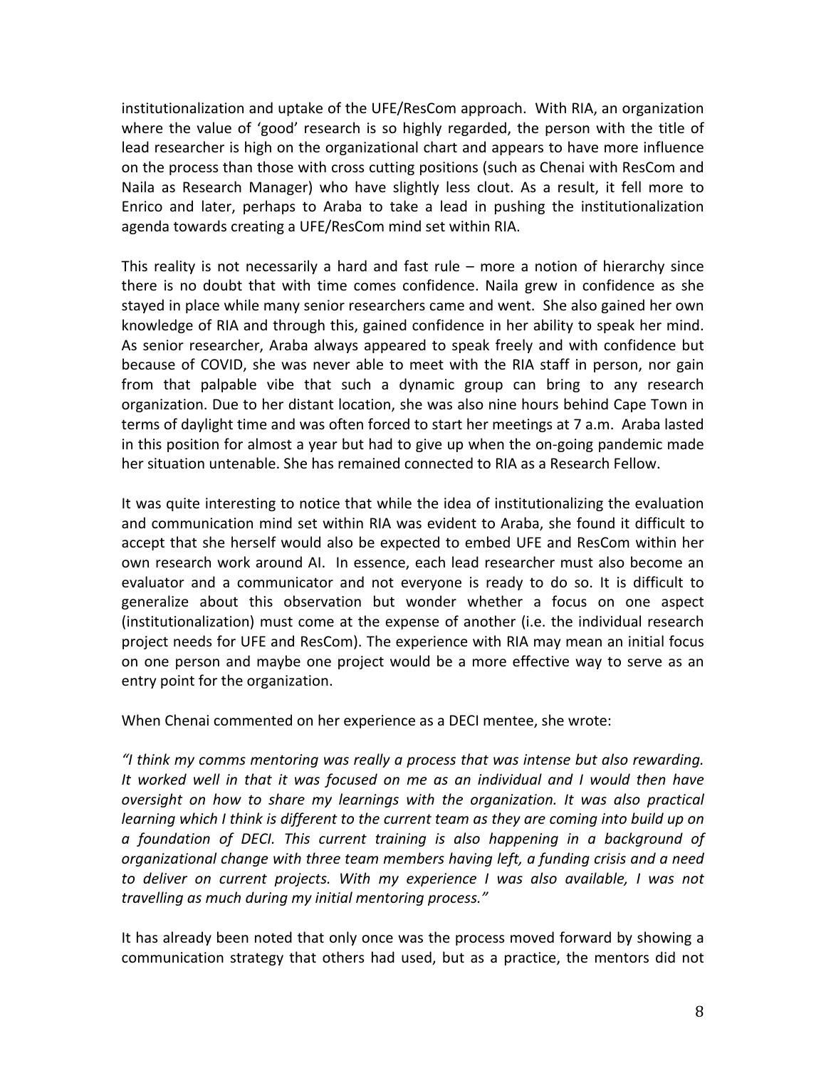institutionalization and uptake of the UFE/ResCom approach. With RIA, an organization where the value of 'good' research is so highly regarded, the person with the title of lead researcher is high on the organizational chart and appears to have more influence on the process than those with cross cutting positions (such as Chenai with ResCom and Naila as Research Manager) who have slightly less clout. As a result, it fell more to Enrico and later, perhaps to Araba to take a lead in pushing the institutionalization agenda towards creating a UFE/ResCom mind set within RIA.

This reality is not necessarily a hard and fast rule – more a notion of hierarchy since there is no doubt that with time comes confidence. Naila grew in confidence as she stayed in place while many senior researchers came and went. She also gained her own knowledge of RIA and through this, gained confidence in her ability to speak her mind. As senior researcher, Araba always appeared to speak freely and with confidence but because of COVID, she was never able to meet with the RIA staff in person, nor gain from that palpable vibe that such a dynamic group can bring to any research organization. Due to her distant location, she was also nine hours behind Cape Town in terms of daylight time and was often forced to start her meetings at 7 a.m. Araba lasted in this position for almost a year but had to give up when the on-going pandemic made her situation untenable. She has remained connected to RIA as a Research Fellow.

It was quite interesting to notice that while the idea of institutionalizing the evaluation and communication mind set within RIA was evident to Araba, she found it difficult to accept that she herself would also be expected to embed UFE and ResCom within her own research work around AI. In essence, each lead researcher must also become an evaluator and a communicator and not everyone is ready to do so. It is difficult to generalize about this observation but wonder whether a focus on one aspect (institutionalization) must come at the expense of another (i.e. the individual research project needs for UFE and ResCom). The experience with RIA may mean an initial focus on one person and maybe one project would be a more effective way to serve as an entry point for the organization.

When Chenai commented on her experience as a DECI mentee, she wrote:

*"I think my comms mentoring was really a process that was intense but also rewarding. It worked well in that it was focused on me as an individual and I would then have oversight on how to share my learnings with the organization. It was also practical learning which I think is different to the current team as they are coming into build up on a foundation of DECI. This current training is also happening in a background of organizational change with three team members having left, a funding crisis and a need to deliver on current projects. With my experience I was also available, I was not travelling as much during my initial mentoring process."*

It has already been noted that only once was the process moved forward by showing a communication strategy that others had used, but as a practice, the mentors did not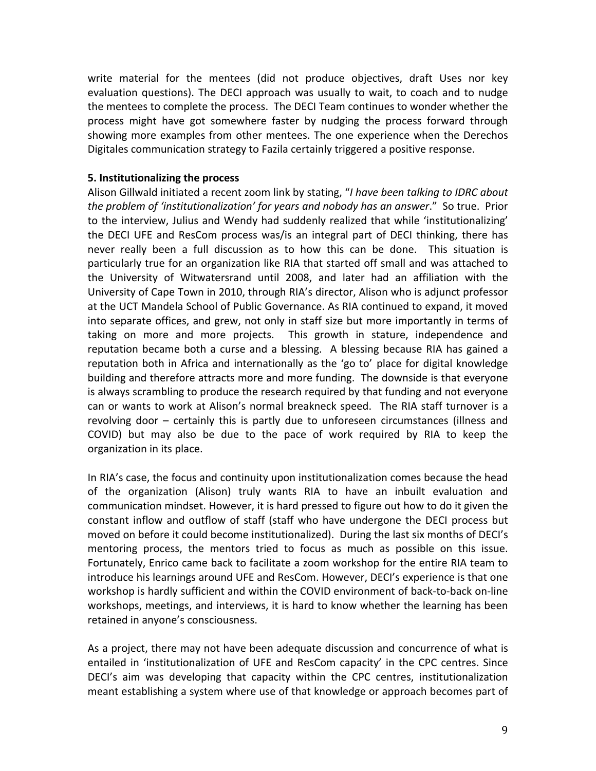write material for the mentees (did not produce objectives, draft Uses nor key evaluation questions). The DECI approach was usually to wait, to coach and to nudge the mentees to complete the process. The DECI Team continues to wonder whether the process might have got somewhere faster by nudging the process forward through showing more examples from other mentees. The one experience when the Derechos Digitales communication strategy to Fazila certainly triggered a positive response.

**5. Institutionalizing the process**

Alison Gillwald initiated a recent zoom link by stating, "*I have been talking to IDRC about the problem of 'institutionalization' for years and nobody has an answer*." So true. Prior to the interview, Julius and Wendy had suddenly realized that while 'institutionalizing' the DECI UFE and ResCom process was/is an integral part of DECI thinking, there has never really been a full discussion as to how this can be done. This situation is particularly true for an organization like RIA that started off small and was attached to the University of Witwatersrand until 2008, and later had an affiliation with the University of Cape Town in 2010, through RIA's director, Alison who is adjunct professor at the UCT Mandela School of Public Governance. As RIA continued to expand, it moved into separate offices, and grew, not only in staff size but more importantly in terms of taking on more and more projects. This growth in stature, independence and reputation became both a curse and a blessing. A blessing because RIA has gained a reputation both in Africa and internationally as the 'go to' place for digital knowledge building and therefore attracts more and more funding. The downside is that everyone is always scrambling to produce the research required by that funding and not everyone can or wants to work at Alison's normal breakneck speed. The RIA staff turnover is a revolving door – certainly this is partly due to unforeseen circumstances (illness and COVID) but may also be due to the pace of work required by RIA to keep the organization in its place.

In RIA's case, the focus and continuity upon institutionalization comes because the head of the organization (Alison) truly wants RIA to have an inbuilt evaluation and communication mindset. However, it is hard pressed to figure out how to do it given the constant inflow and outflow of staff (staff who have undergone the DECI process but moved on before it could become institutionalized). During the last six months of DECI's mentoring process, the mentors tried to focus as much as possible on this issue. Fortunately, Enrico came back to facilitate a zoom workshop for the entire RIA team to introduce his learnings around UFE and ResCom. However, DECI's experience is that one workshop is hardly sufficient and within the COVID environment of back-to-back on-line workshops, meetings, and interviews, it is hard to know whether the learning has been retained in anyone's consciousness.

As a project, there may not have been adequate discussion and concurrence of what is entailed in 'institutionalization of UFE and ResCom capacity' in the CPC centres. Since DECI's aim was developing that capacity within the CPC centres, institutionalization meant establishing a system where use of that knowledge or approach becomes part of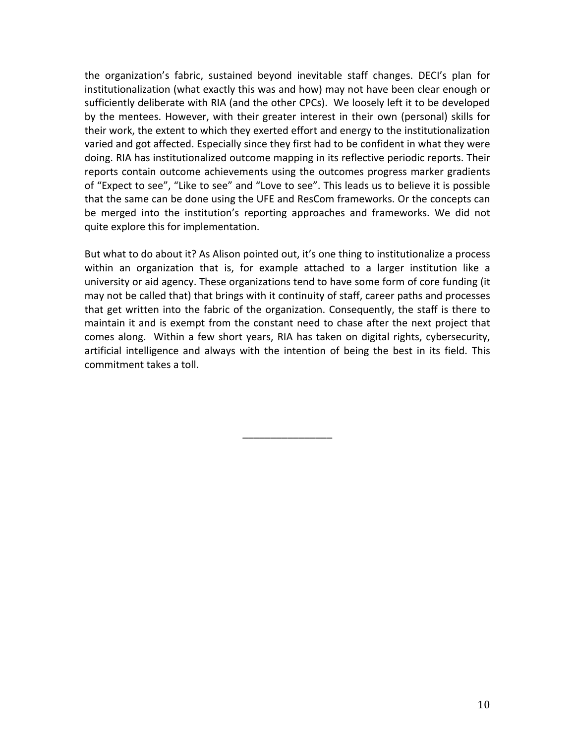the organization's fabric, sustained beyond inevitable staff changes. DECI's plan for institutionalization (what exactly this was and how) may not have been clear enough or sufficiently deliberate with RIA (and the other CPCs). We loosely left it to be developed by the mentees. However, with their greater interest in their own (personal) skills for their work, the extent to which they exerted effort and energy to the institutionalization varied and got affected. Especially since they first had to be confident in what they were doing. RIA has institutionalized outcome mapping in its reflective periodic reports. Their reports contain outcome achievements using the outcomes progress marker gradients of "Expect to see", "Like to see" and "Love to see". This leads us to believe it is possible that the same can be done using the UFE and ResCom frameworks. Or the concepts can be merged into the institution's reporting approaches and frameworks. We did not quite explore this for implementation.

But what to do about it? As Alison pointed out, it's one thing to institutionalize a process within an organization that is, for example attached to a larger institution like a university or aid agency. These organizations tend to have some form of core funding (it may not be called that) that brings with it continuity of staff, career paths and processes that get written into the fabric of the organization. Consequently, the staff is there to maintain it and is exempt from the constant need to chase after the next project that comes along. Within a few short years, RIA has taken on digital rights, cybersecurity, artificial intelligence and always with the intention of being the best in its field. This commitment takes a toll.

---